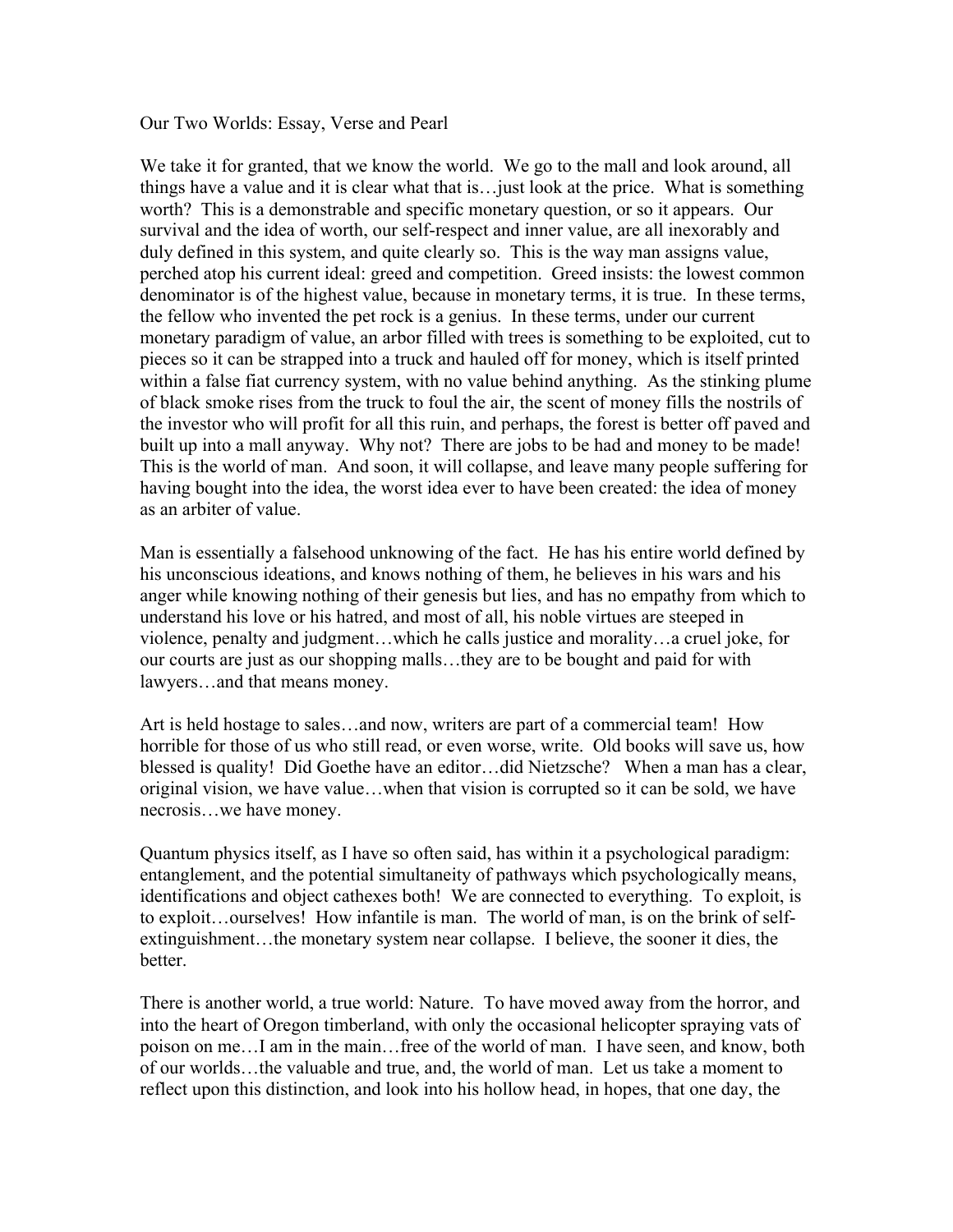# Our Two Worlds: Essay, Verse and Pearl

We take it for granted, that we know the world. We go to the mall and look around, all things have a value and it is clear what that is…just look at the price. What is something worth? This is a demonstrable and specific monetary question, or so it appears. Our survival and the idea of worth, our self-respect and inner value, are all inexorably and duly defined in this system, and quite clearly so. This is the way man assigns value, perched atop his current ideal: greed and competition. Greed insists: the lowest common denominator is of the highest value, because in monetary terms, it is true. In these terms, the fellow who invented the pet rock is a genius. In these terms, under our current monetary paradigm of value, an arbor filled with trees is something to be exploited, cut to pieces so it can be strapped into a truck and hauled off for money, which is itself printed within a false fiat currency system, with no value behind anything. As the stinking plume of black smoke rises from the truck to foul the air, the scent of money fills the nostrils of the investor who will profit for all this ruin, and perhaps, the forest is better off paved and built up into a mall anyway. Why not? There are jobs to be had and money to be made! This is the world of man. And soon, it will collapse, and leave many people suffering for having bought into the idea, the worst idea ever to have been created: the idea of money as an arbiter of value.

Man is essentially a falsehood unknowing of the fact. He has his entire world defined by his unconscious ideations, and knows nothing of them, he believes in his wars and his anger while knowing nothing of their genesis but lies, and has no empathy from which to understand his love or his hatred, and most of all, his noble virtues are steeped in violence, penalty and judgment…which he calls justice and morality…a cruel joke, for our courts are just as our shopping malls…they are to be bought and paid for with lawyers…and that means money.

Art is held hostage to sales…and now, writers are part of a commercial team! How horrible for those of us who still read, or even worse, write. Old books will save us, how blessed is quality! Did Goethe have an editor…did Nietzsche? When a man has a clear, original vision, we have value…when that vision is corrupted so it can be sold, we have necrosis…we have money.

Quantum physics itself, as I have so often said, has within it a psychological paradigm: entanglement, and the potential simultaneity of pathways which psychologically means, identifications and object cathexes both! We are connected to everything. To exploit, is to exploit…ourselves! How infantile is man. The world of man, is on the brink of self-extinguishment…the monetary system near collapse. I believe, the sooner it dies, the better.

There is another world, a true world: Nature. To have moved away from the horror, and into the heart of Oregon timberland, with only the occasional helicopter spraying vats of poison on me…I am in the main…free of the world of man. I have seen, and know, both of our worlds…the valuable and true, and, the world of man. Let us take a moment to reflect upon this distinction, and look into his hollow head, in hopes, that one day, the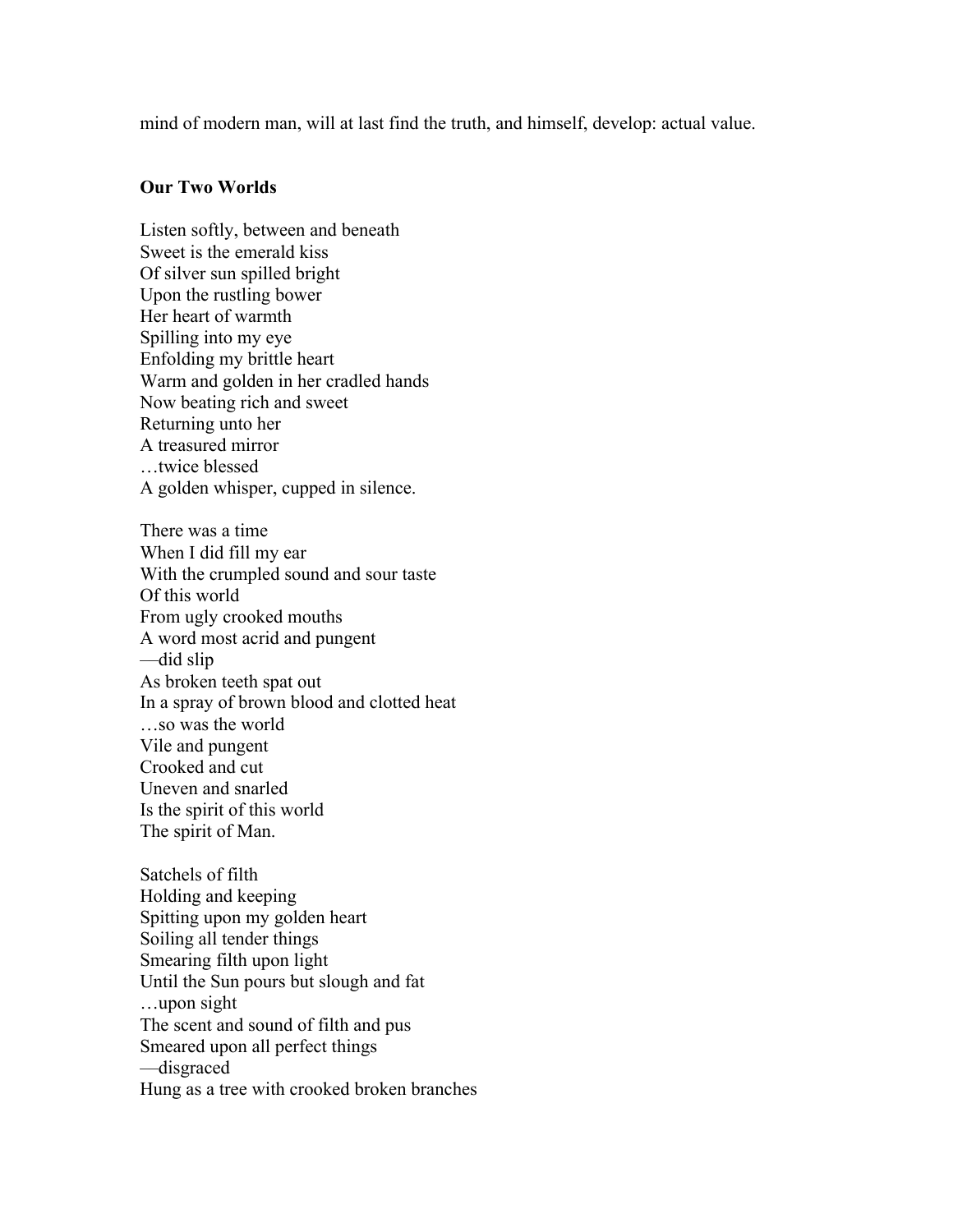mind of modern man, will at last find the truth, and himself, develop: actual value.

**Our Two Worlds**

Listen softly, between and beneath  
Sweet is the emerald kiss  
Of silver sun spilled bright  
Upon the rustling bower  
Her heart of warmth  
Spilling into my eye  
Enfolding my brittle heart  
Warm and golden in her cradled hands  
Now beating rich and sweet  
Returning unto her  
A treasured mirror  
…twice blessed  
A golden whisper, cupped in silence.

There was a time  
When I did fill my ear  
With the crumpled sound and sour taste  
Of this world  
From ugly crooked mouths  
A word most acrid and pungent  
—did slip  
As broken teeth spat out  
In a spray of brown blood and clotted heat  
…so was the world  
Vile and pungent  
Crooked and cut  
Uneven and snarled  
Is the spirit of this world  
The spirit of Man.

Satchels of filth  
Holding and keeping  
Spitting upon my golden heart  
Soiling all tender things  
Smearing filth upon light  
Until the Sun pours but slough and fat  
…upon sight  
The scent and sound of filth and pus  
Smeared upon all perfect things  
—disgraced  
Hung as a tree with crooked broken branches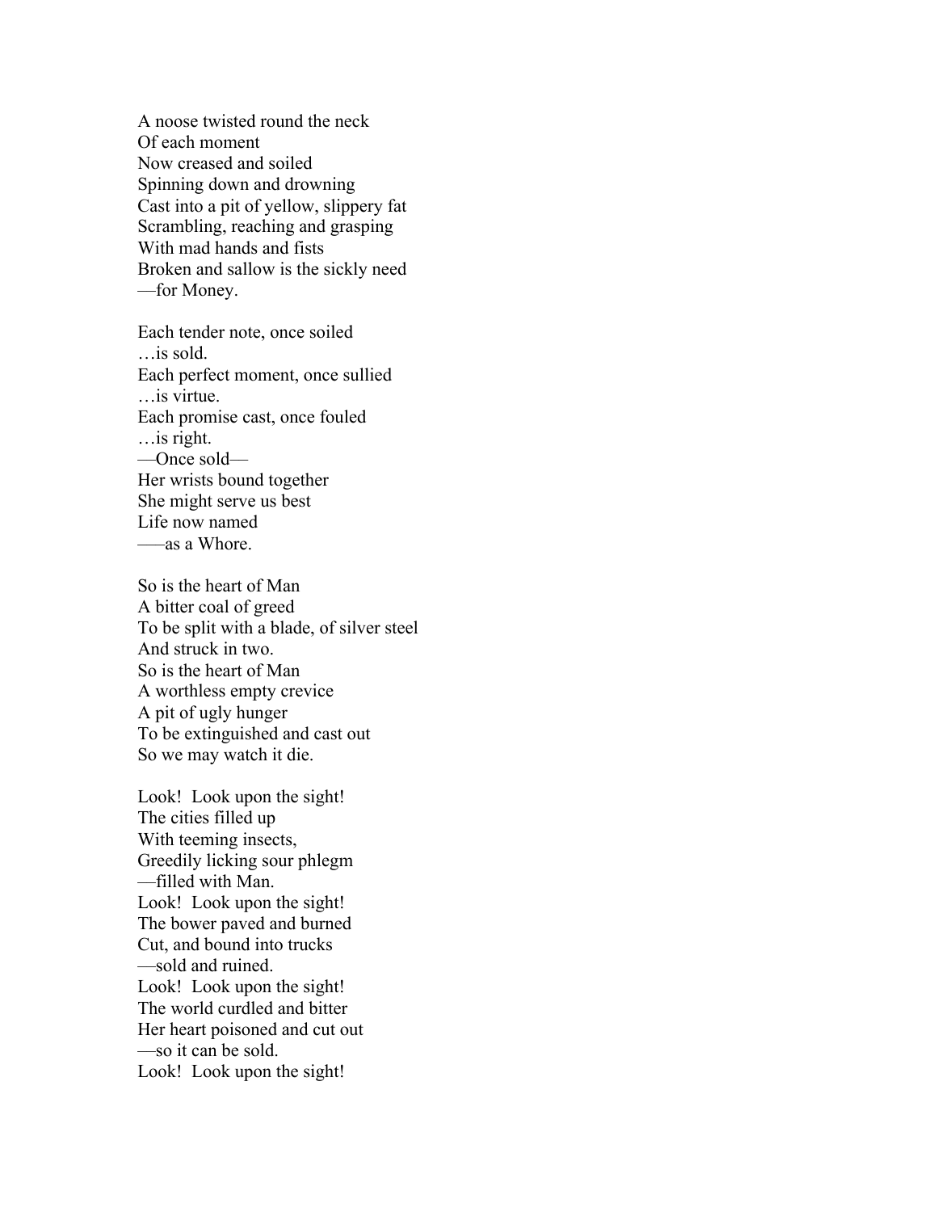A noose twisted round the neck
Of each moment
Now creased and soiled
Spinning down and drowning
Cast into a pit of yellow, slippery fat
Scrambling, reaching and grasping
With mad hands and fists
Broken and sallow is the sickly need
—for Money.

Each tender note, once soiled
…is sold.
Each perfect moment, once sullied
…is virtue.
Each promise cast, once fouled
…is right.
—Once sold—
Her wrists bound together
She might serve us best
Life now named
——as a Whore.

So is the heart of Man
A bitter coal of greed
To be split with a blade, of silver steel
And struck in two.
So is the heart of Man
A worthless empty crevice
A pit of ugly hunger
To be extinguished and cast out
So we may watch it die.

Look! Look upon the sight!
The cities filled up
With teeming insects,
Greedily licking sour phlegm
—filled with Man.
Look! Look upon the sight!
The bower paved and burned
Cut, and bound into trucks
—sold and ruined.
Look! Look upon the sight!
The world curdled and bitter
Her heart poisoned and cut out
—so it can be sold.
Look! Look upon the sight!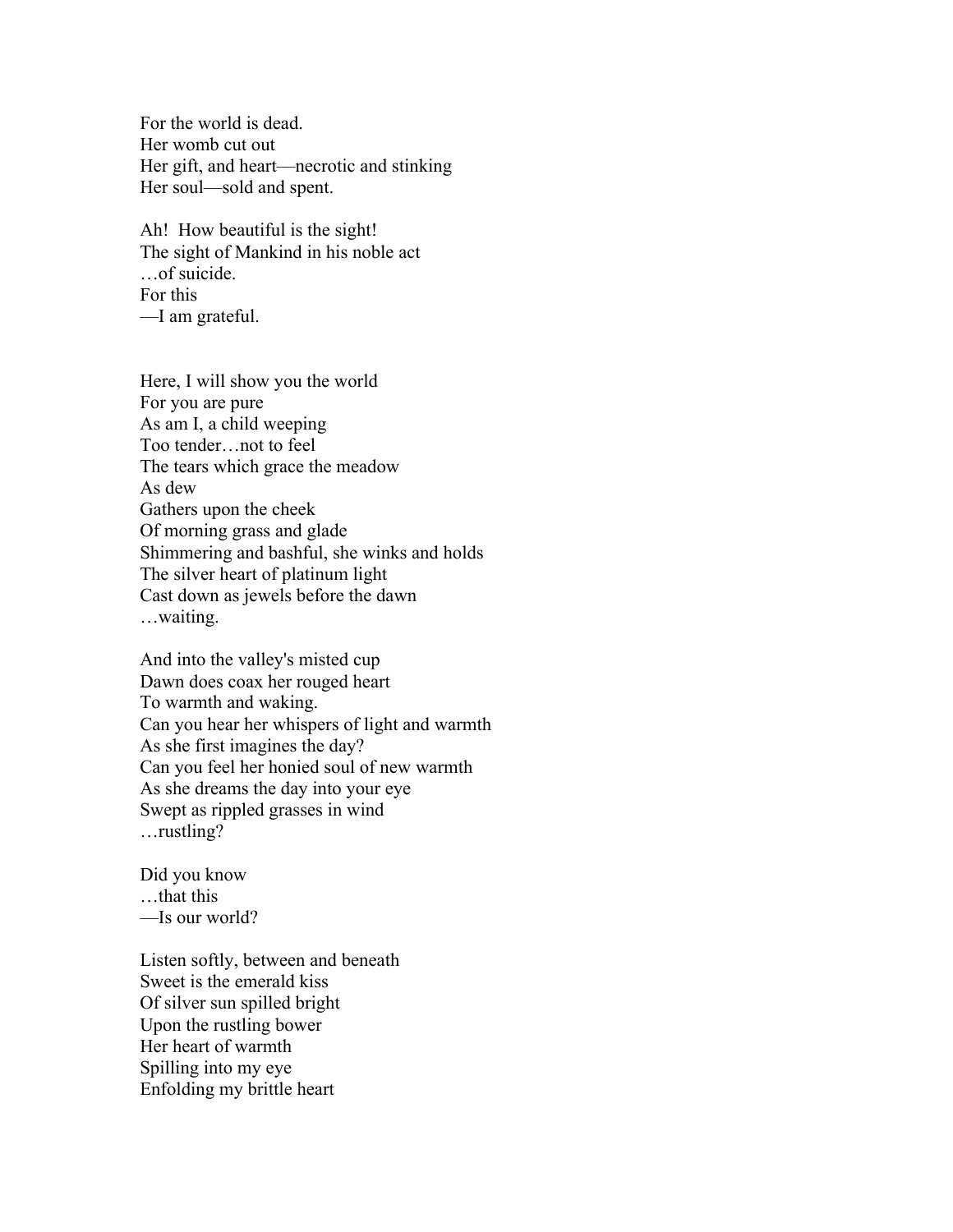For the world is dead.
Her womb cut out
Her gift, and heart—necrotic and stinking
Her soul—sold and spent.

Ah!  How beautiful is the sight!
The sight of Mankind in his noble act
…of suicide.
For this
—I am grateful.

Here, I will show you the world
For you are pure
As am I, a child weeping
Too tender…not to feel
The tears which grace the meadow
As dew
Gathers upon the cheek
Of morning grass and glade
Shimmering and bashful, she winks and holds
The silver heart of platinum light
Cast down as jewels before the dawn
…waiting.

And into the valley's misted cup
Dawn does coax her rouged heart
To warmth and waking.
Can you hear her whispers of light and warmth
As she first imagines the day?
Can you feel her honied soul of new warmth
As she dreams the day into your eye
Swept as rippled grasses in wind
…rustling?

Did you know
…that this
—Is our world?

Listen softly, between and beneath
Sweet is the emerald kiss
Of silver sun spilled bright
Upon the rustling bower
Her heart of warmth
Spilling into my eye
Enfolding my brittle heart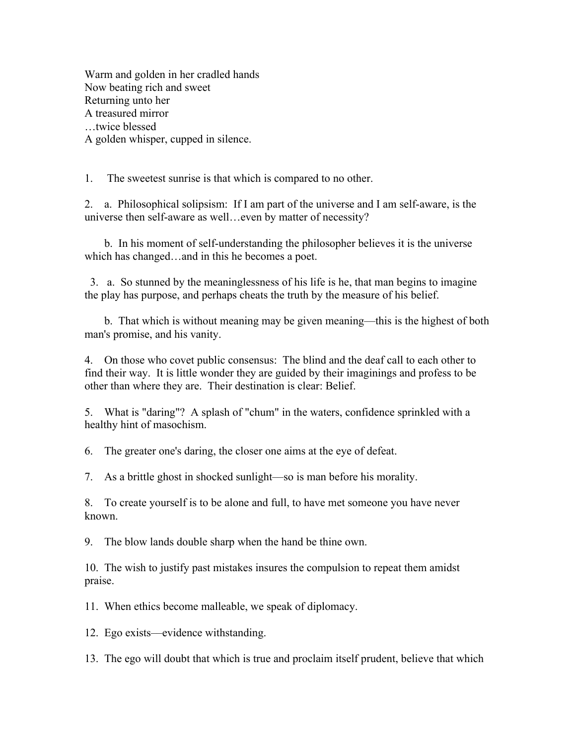Warm and golden in her cradled hands  
Now beating rich and sweet  
Returning unto her  
A treasured mirror  
…twice blessed  
A golden whisper, cupped in silence.

1. The sweetest sunrise is that which is compared to no other.

2. a. Philosophical solipsism: If I am part of the universe and I am self-aware, is the universe then self-aware as well…even by matter of necessity?

   b. In his moment of self-understanding the philosopher believes it is the universe which has changed…and in this he becomes a poet.

3. a. So stunned by the meaninglessness of his life is he, that man begins to imagine the play has purpose, and perhaps cheats the truth by the measure of his belief.

   b. That which is without meaning may be given meaning—this is the highest of both man's promise, and his vanity.

4. On those who covet public consensus: The blind and the deaf call to each other to find their way. It is little wonder they are guided by their imaginings and profess to be other than where they are. Their destination is clear: Belief.

5. What is "daring"? A splash of "chum" in the waters, confidence sprinkled with a healthy hint of masochism.

6. The greater one's daring, the closer one aims at the eye of defeat.

7. As a brittle ghost in shocked sunlight—so is man before his morality.

8. To create yourself is to be alone and full, to have met someone you have never known.

9. The blow lands double sharp when the hand be thine own.

10. The wish to justify past mistakes insures the compulsion to repeat them amidst praise.

11. When ethics become malleable, we speak of diplomacy.

12. Ego exists—evidence withstanding.

13. The ego will doubt that which is true and proclaim itself prudent, believe that which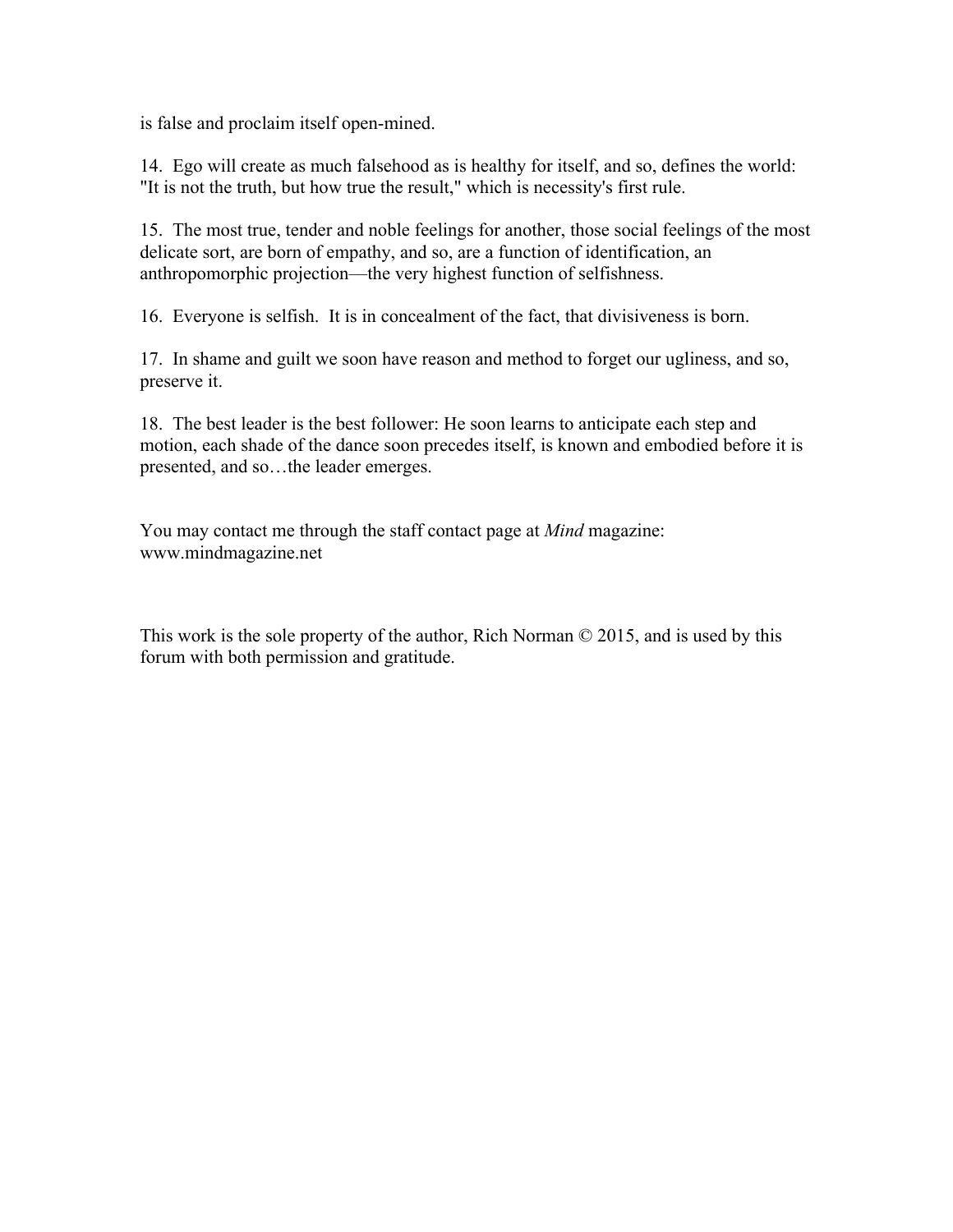is false and proclaim itself open-mined.

14. Ego will create as much falsehood as is healthy for itself, and so, defines the world: "It is not the truth, but how true the result," which is necessity's first rule.

15. The most true, tender and noble feelings for another, those social feelings of the most delicate sort, are born of empathy, and so, are a function of identification, an anthropomorphic projection—the very highest function of selfishness.

16. Everyone is selfish. It is in concealment of the fact, that divisiveness is born.

17. In shame and guilt we soon have reason and method to forget our ugliness, and so, preserve it.

18. The best leader is the best follower: He soon learns to anticipate each step and motion, each shade of the dance soon precedes itself, is known and embodied before it is presented, and so…the leader emerges.

You may contact me through the staff contact page at *Mind* magazine: www.mindmagazine.net

This work is the sole property of the author, Rich Norman © 2015, and is used by this forum with both permission and gratitude.